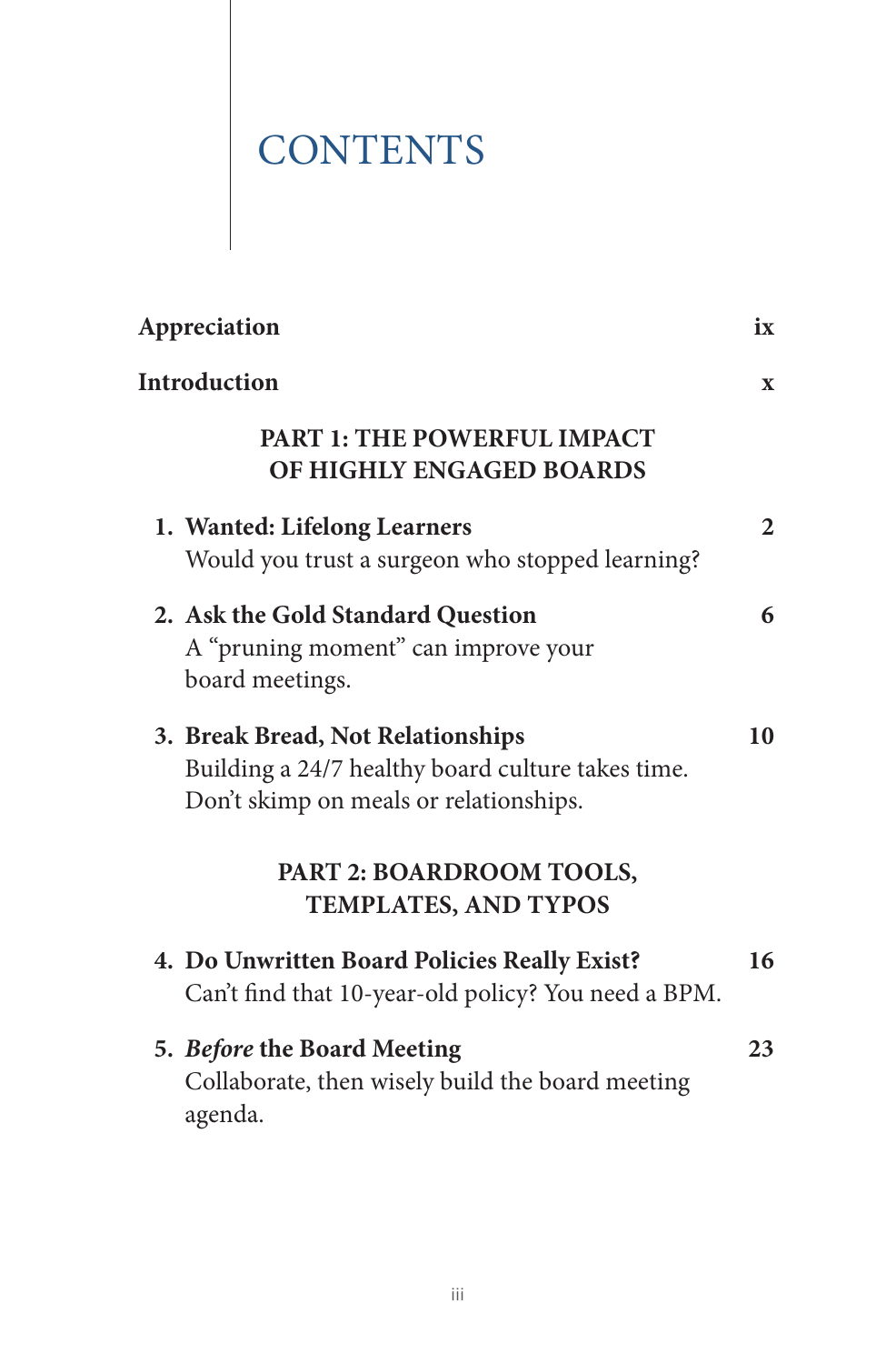# CONTENTS

**Appreciation** **ix**

**Introduction** **x**

## PART 1: THE POWERFUL IMPACT OF HIGHLY ENGAGED BOARDS

1. **Wanted: Lifelong Learners** **2**
   Would you trust a surgeon who stopped learning?

2. **Ask the Gold Standard Question** **6**
   A "pruning moment" can improve your board meetings.

3. **Break Bread, Not Relationships** **10**
   Building a 24/7 healthy board culture takes time. Don't skimp on meals or relationships.

## PART 2: BOARDROOM TOOLS, TEMPLATES, AND TYPOS

4. **Do Unwritten Board Policies Really Exist?** **16**
   Can't find that 10-year-old policy? You need a BPM.

5. ***Before* the Board Meeting** **23**
   Collaborate, then wisely build the board meeting agenda.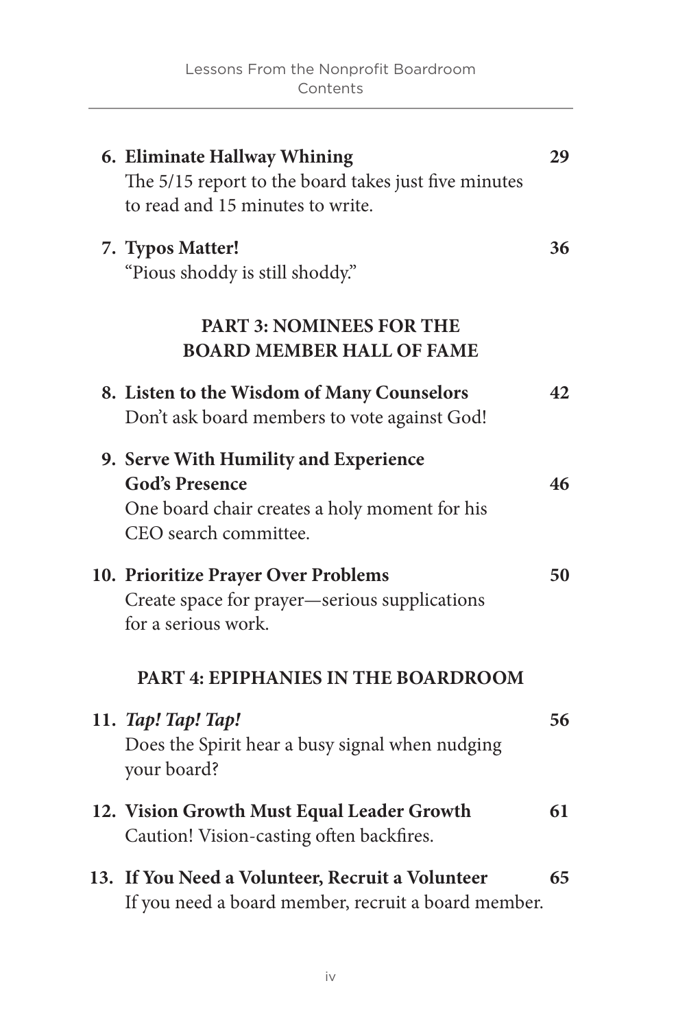**6. Eliminate Hallway Whining** **29**
The 5/15 report to the board takes just five minutes to read and 15 minutes to write.

**7. Typos Matter!** **36**
"Pious shoddy is still shoddy."

## PART 3: NOMINEES FOR THE BOARD MEMBER HALL OF FAME

**8. Listen to the Wisdom of Many Counselors** **42**
Don't ask board members to vote against God!

**9. Serve With Humility and Experience God's Presence** **46**
One board chair creates a holy moment for his CEO search committee.

**10. Prioritize Prayer Over Problems** **50**
Create space for prayer—serious supplications for a serious work.

## PART 4: EPIPHANIES IN THE BOARDROOM

**11. *Tap! Tap! Tap!*** **56**
Does the Spirit hear a busy signal when nudging your board?

**12. Vision Growth Must Equal Leader Growth** **61**
Caution! Vision-casting often backfires.

**13. If You Need a Volunteer, Recruit a Volunteer** **65**
If you need a board member, recruit a board member.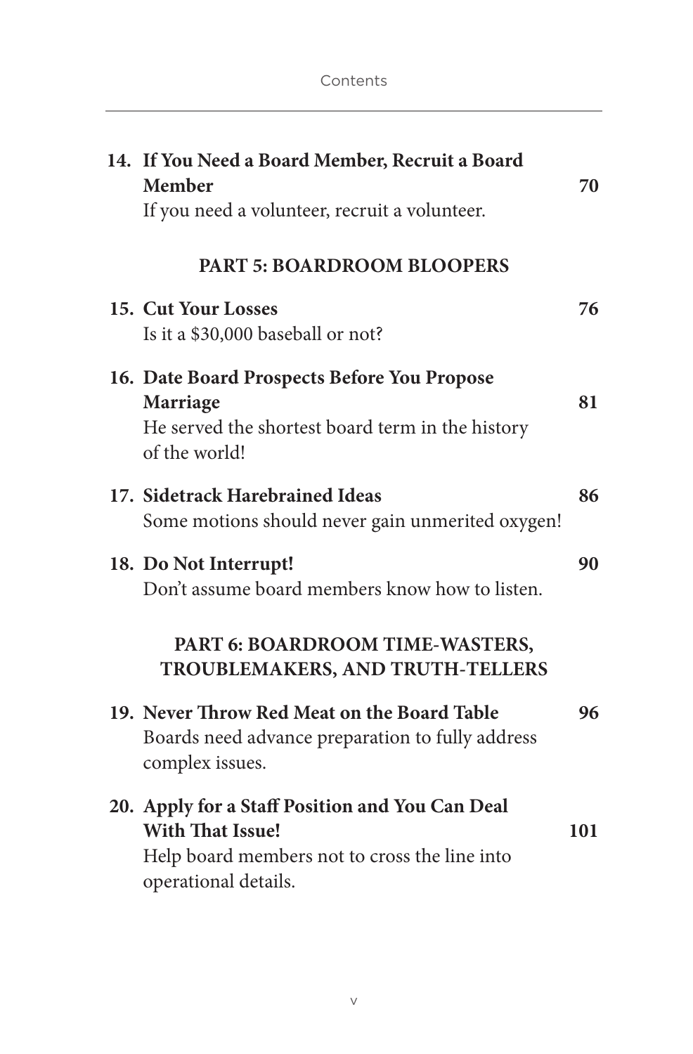**14. If You Need a Board Member, Recruit a Board Member** **70**
If you need a volunteer, recruit a volunteer.

## PART 5: BOARDROOM BLOOPERS

**15. Cut Your Losses** **76**
Is it a $30,000 baseball or not?

**16. Date Board Prospects Before You Propose Marriage** **81**
He served the shortest board term in the history of the world!

**17. Sidetrack Harebrained Ideas** **86**
Some motions should never gain unmerited oxygen!

**18. Do Not Interrupt!** **90**
Don't assume board members know how to listen.

## PART 6: BOARDROOM TIME-WASTERS, TROUBLEMAKERS, AND TRUTH-TELLERS

**19. Never Throw Red Meat on the Board Table** **96**
Boards need advance preparation to fully address complex issues.

**20. Apply for a Staff Position and You Can Deal With That Issue!** **101**
Help board members not to cross the line into operational details.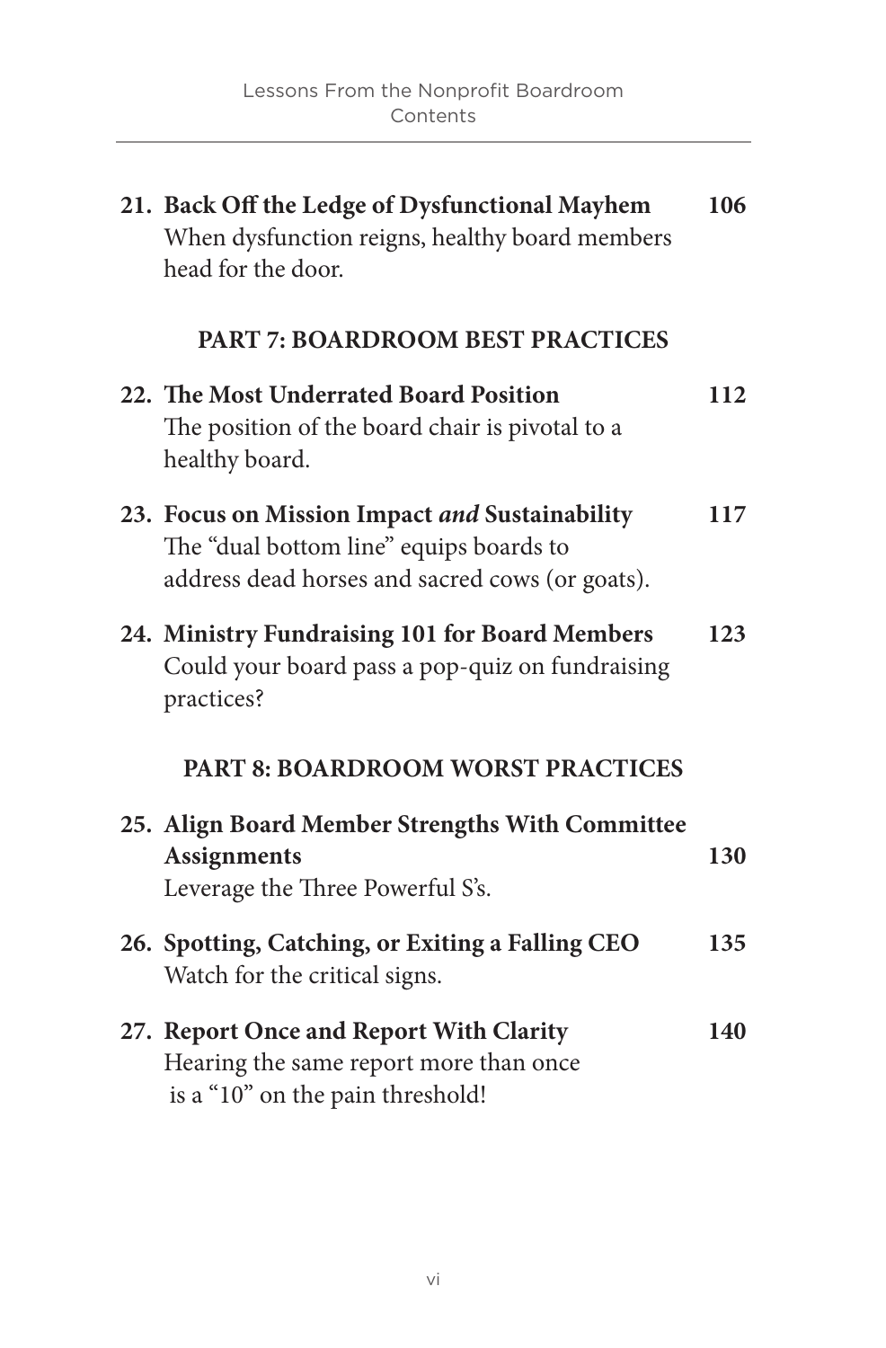**21. Back Off the Ledge of Dysfunctional Mayhem** **106**
When dysfunction reigns, healthy board members head for the door.

## PART 7: BOARDROOM BEST PRACTICES

**22. The Most Underrated Board Position** **112**
The position of the board chair is pivotal to a healthy board.

**23. Focus on Mission Impact *and* Sustainability** **117**
The "dual bottom line" equips boards to address dead horses and sacred cows (or goats).

**24. Ministry Fundraising 101 for Board Members** **123**
Could your board pass a pop-quiz on fundraising practices?

## PART 8: BOARDROOM WORST PRACTICES

**25. Align Board Member Strengths With Committee Assignments** **130**
Leverage the Three Powerful S's.

**26. Spotting, Catching, or Exiting a Falling CEO** **135**
Watch for the critical signs.

**27. Report Once and Report With Clarity** **140**
Hearing the same report more than once is a "10" on the pain threshold!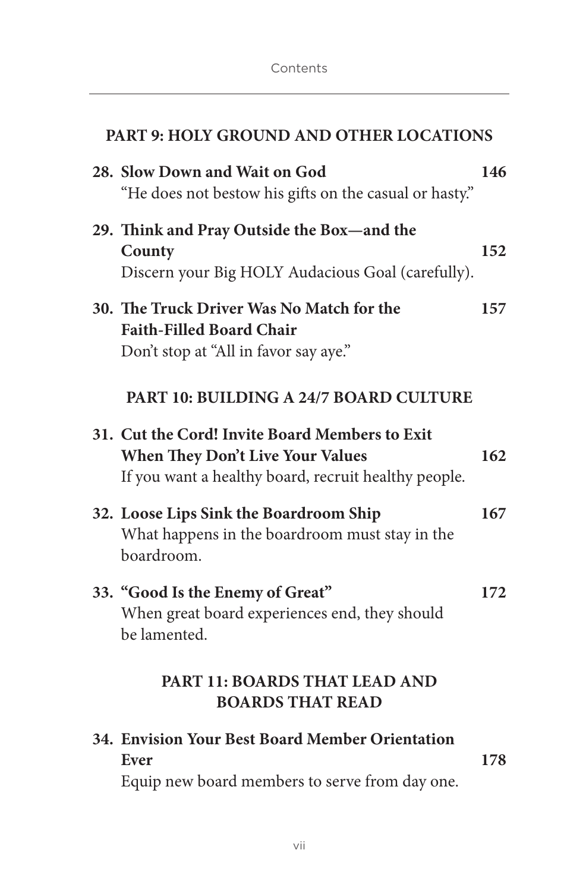## PART 9: HOLY GROUND AND OTHER LOCATIONS

**28. Slow Down and Wait on God** **146**
"He does not bestow his gifts on the casual or hasty."

**29. Think and Pray Outside the Box—and the County** **152**
Discern your Big HOLY Audacious Goal (carefully).

**30. The Truck Driver Was No Match for the Faith-Filled Board Chair** **157**
Don't stop at "All in favor say aye."

## PART 10: BUILDING A 24/7 BOARD CULTURE

**31. Cut the Cord! Invite Board Members to Exit When They Don't Live Your Values** **162**
If you want a healthy board, recruit healthy people.

**32. Loose Lips Sink the Boardroom Ship** **167**
What happens in the boardroom must stay in the boardroom.

**33. "Good Is the Enemy of Great"** **172**
When great board experiences end, they should be lamented.

## PART 11: BOARDS THAT LEAD AND BOARDS THAT READ

**34. Envision Your Best Board Member Orientation Ever** **178**
Equip new board members to serve from day one.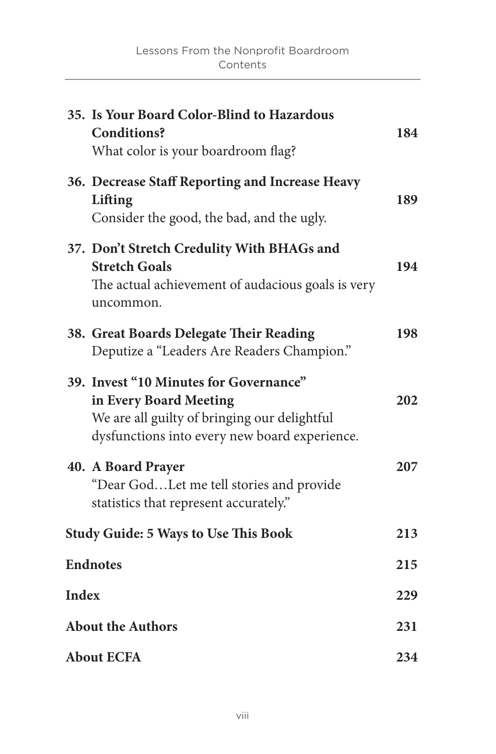35. **Is Your Board Color-Blind to Hazardous Conditions?** **184**
    What color is your boardroom flag?

36. **Decrease Staff Reporting and Increase Heavy Lifting** **189**
    Consider the good, the bad, and the ugly.

37. **Don't Stretch Credulity With BHAGs and Stretch Goals** **194**
    The actual achievement of audacious goals is very uncommon.

38. **Great Boards Delegate Their Reading** **198**
    Deputize a "Leaders Are Readers Champion."

39. **Invest "10 Minutes for Governance" in Every Board Meeting** **202**
    We are all guilty of bringing our delightful dysfunctions into every new board experience.

40. **A Board Prayer** **207**
    "Dear God…Let me tell stories and provide statistics that represent accurately."

**Study Guide: 5 Ways to Use This Book** **213**

**Endnotes** **215**

**Index** **229**

**About the Authors** **231**

**About ECFA** **234**